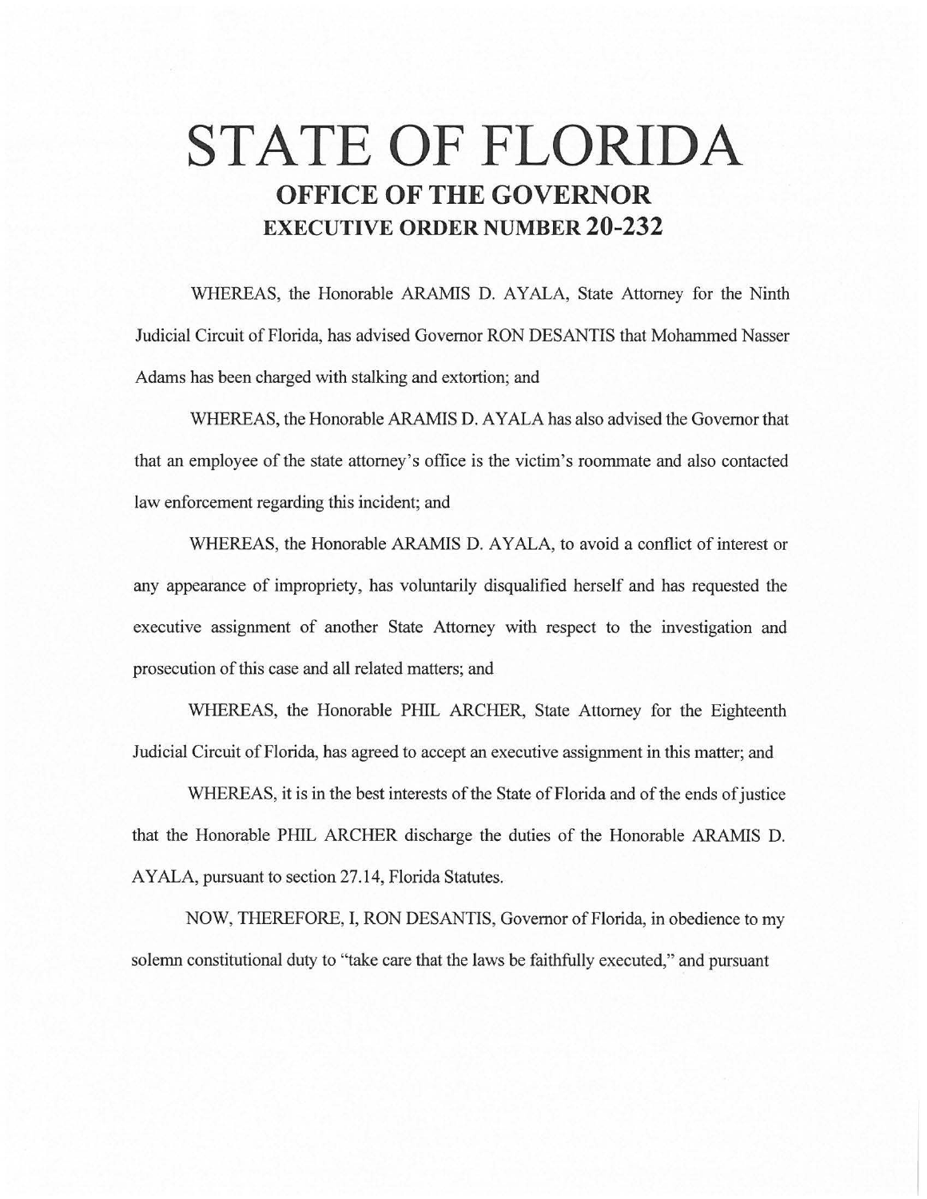# STATE OF FLORIDA

## OFFICE OF THE GOVERNOR

## EXECUTIVE ORDER NUMBER 20-232

WHEREAS, the Honorable ARAMIS D. AYALA, State Attorney for the Ninth Judicial Circuit of Florida, has advised Governor RON DESANTIS that Mohammed Nasser Adams has been charged with stalking and extortion; and

WHEREAS, the Honorable ARAMIS D. AYALA has also advised the Governor that that an employee of the state attorney's office is the victim's roommate and also contacted law enforcement regarding this incident; and

WHEREAS, the Honorable ARAMIS D. AYALA, to avoid a conflict of interest or any appearance of impropriety, has voluntarily disqualified herself and has requested the executive assignment of another State Attorney with respect to the investigation and prosecution of this case and all related matters; and

WHEREAS, the Honorable PHIL ARCHER, State Attorney for the Eighteenth Judicial Circuit of Florida, has agreed to accept an executive assignment in this matter; and

WHEREAS, it is in the best interests of the State of Florida and of the ends of justice that the Honorable PHIL ARCHER discharge the duties of the Honorable ARAMIS D. AYALA, pursuant to section 27.14, Florida Statutes.

NOW, THEREFORE, I, RON DESANTIS, Governor of Florida, in obedience to my solemn constitutional duty to "take care that the laws be faithfully executed," and pursuant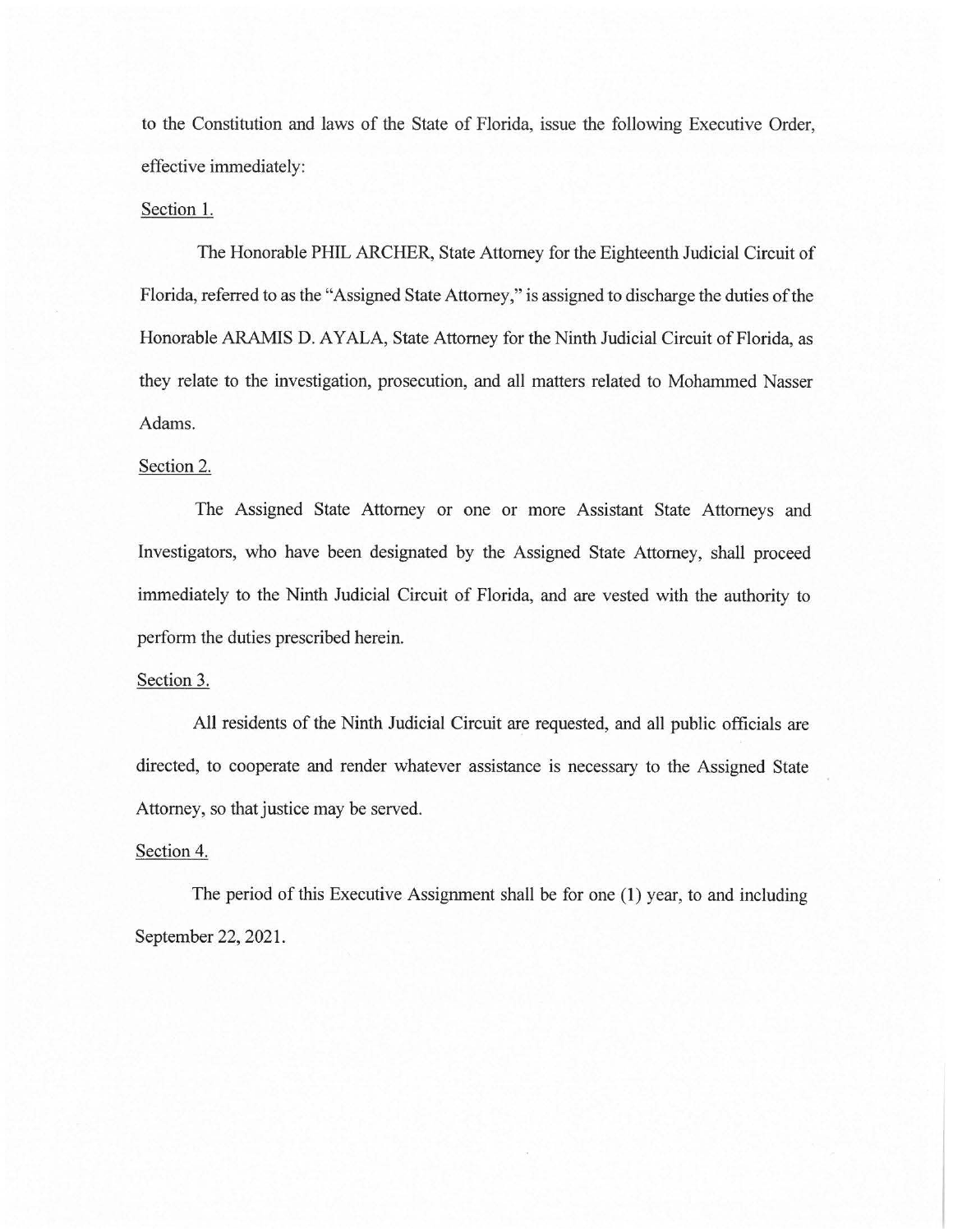to the Constitution and laws of the State of Florida, issue the following Executive Order, effective immediately:

Section 1.

The Honorable PHIL ARCHER, State Attorney for the Eighteenth Judicial Circuit of Florida, referred to as the "Assigned State Attorney," is assigned to discharge the duties of the Honorable ARAMIS D. AYALA, State Attorney for the Ninth Judicial Circuit of Florida, as they relate to the investigation, prosecution, and all matters related to Mohammed Nasser Adams.

Section 2.

The Assigned State Attorney or one or more Assistant State Attorneys and Investigators, who have been designated by the Assigned State Attorney, shall proceed immediately to the Ninth Judicial Circuit of Florida, and are vested with the authority to perform the duties prescribed herein.

Section 3.

All residents of the Ninth Judicial Circuit are requested, and all public officials are directed, to cooperate and render whatever assistance is necessary to the Assigned State Attorney, so that justice may be served.

Section 4.

The period of this Executive Assignment shall be for one (1) year, to and including September 22, 2021.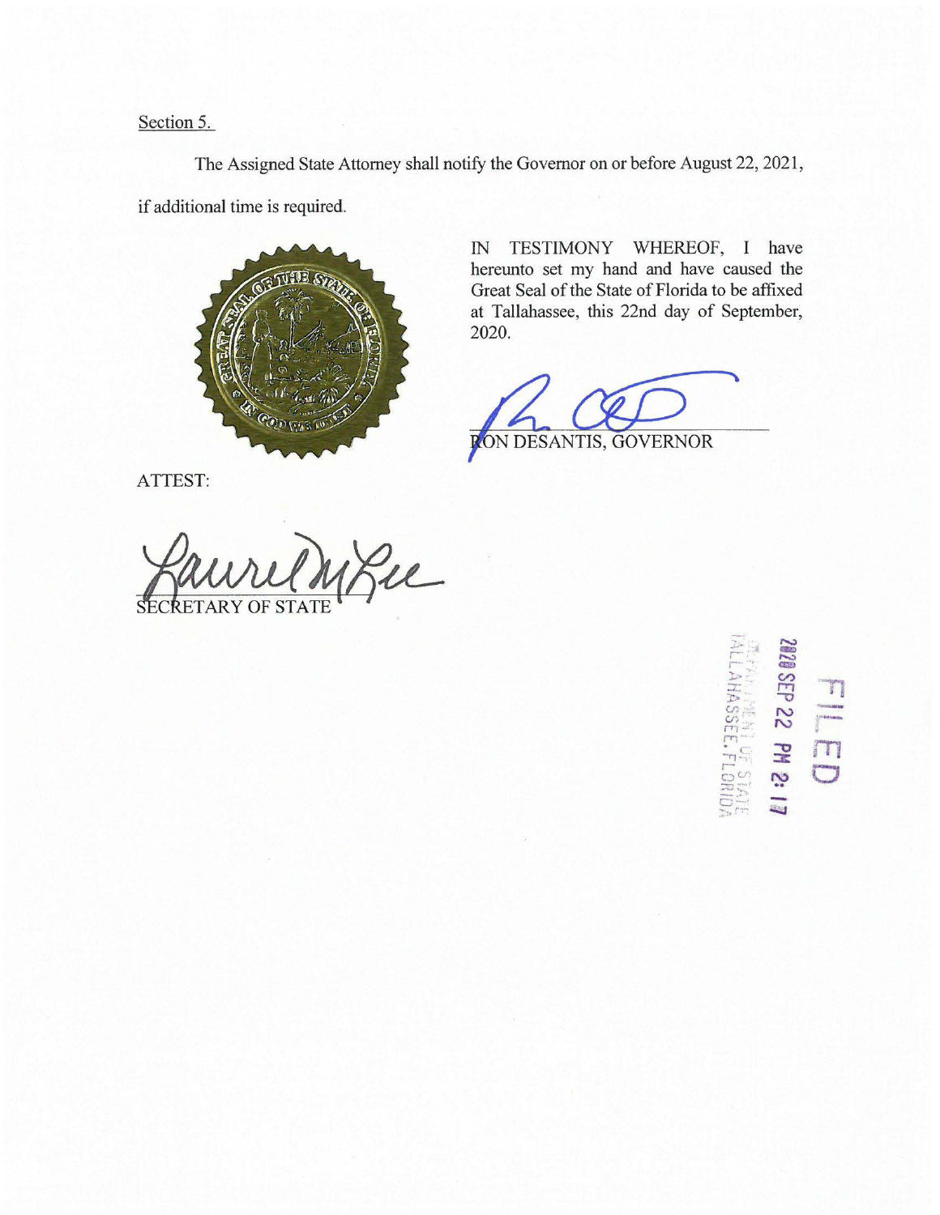Section 5.

The Assigned State Attorney shall notify the Governor on or before August 22, 2021, if additional time is required.

IN TESTIMONY WHEREOF, I have hereunto set my hand and have caused the Great Seal of the State of Florida to be affixed at Tallahassee, this 22nd day of September, 2020.

RON DESANTIS, GOVERNOR

ATTEST:

SECRETARY OF STATE

FILED

2020 SEP 22 PM 2: 17

DEPARTMENT OF STATE
TALLAHASSEE, FLORIDA